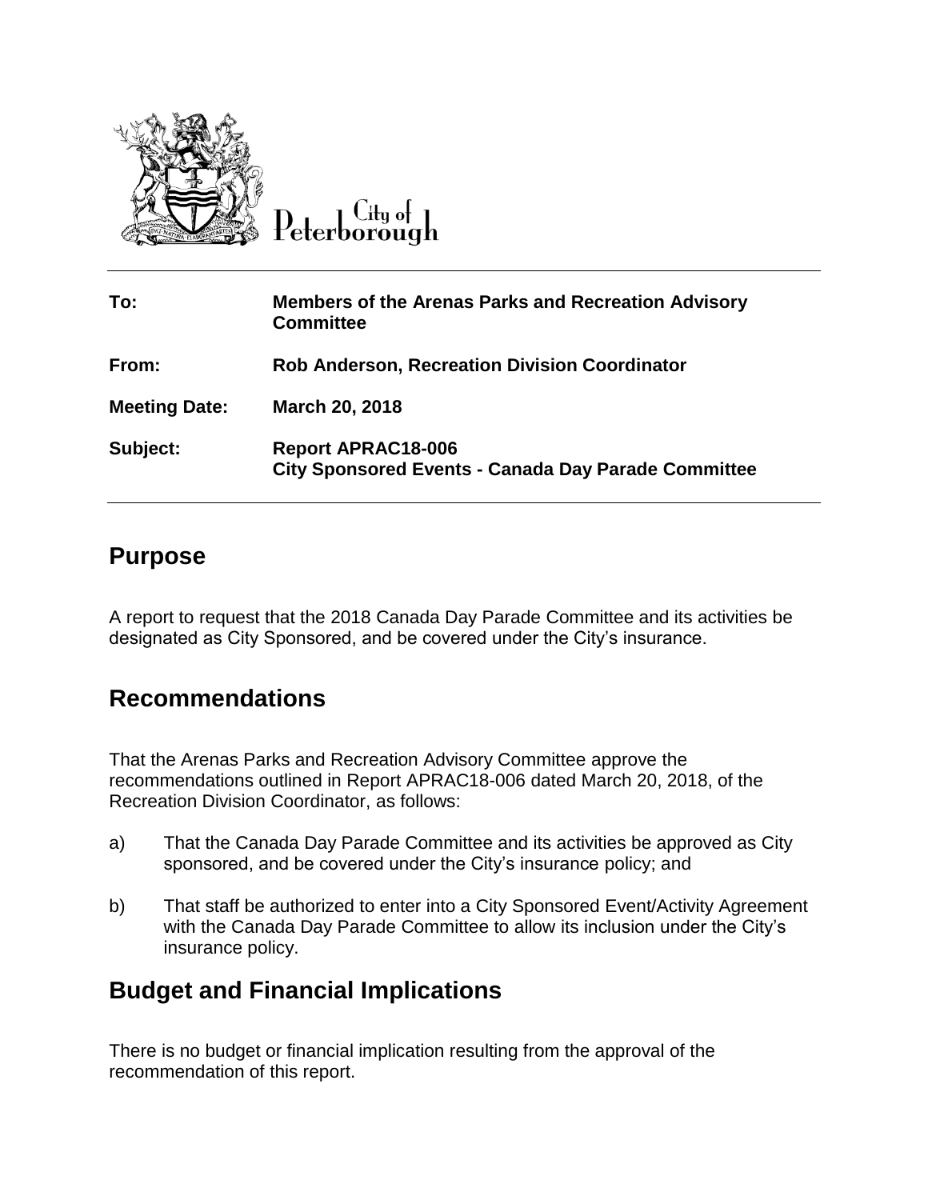City of Peterborough

| | |
|---|---|
| **To:** | **Members of the Arenas Parks and Recreation Advisory Committee** |
| **From:** | **Rob Anderson, Recreation Division Coordinator** |
| **Meeting Date:** | **March 20, 2018** |
| **Subject:** | **Report APRAC18-006**<br>**City Sponsored Events - Canada Day Parade Committee** |

## Purpose

A report to request that the 2018 Canada Day Parade Committee and its activities be designated as City Sponsored, and be covered under the City's insurance.

## Recommendations

That the Arenas Parks and Recreation Advisory Committee approve the recommendations outlined in Report APRAC18-006 dated March 20, 2018, of the Recreation Division Coordinator, as follows:

a) That the Canada Day Parade Committee and its activities be approved as City sponsored, and be covered under the City's insurance policy; and

b) That staff be authorized to enter into a City Sponsored Event/Activity Agreement with the Canada Day Parade Committee to allow its inclusion under the City's insurance policy.

## Budget and Financial Implications

There is no budget or financial implication resulting from the approval of the recommendation of this report.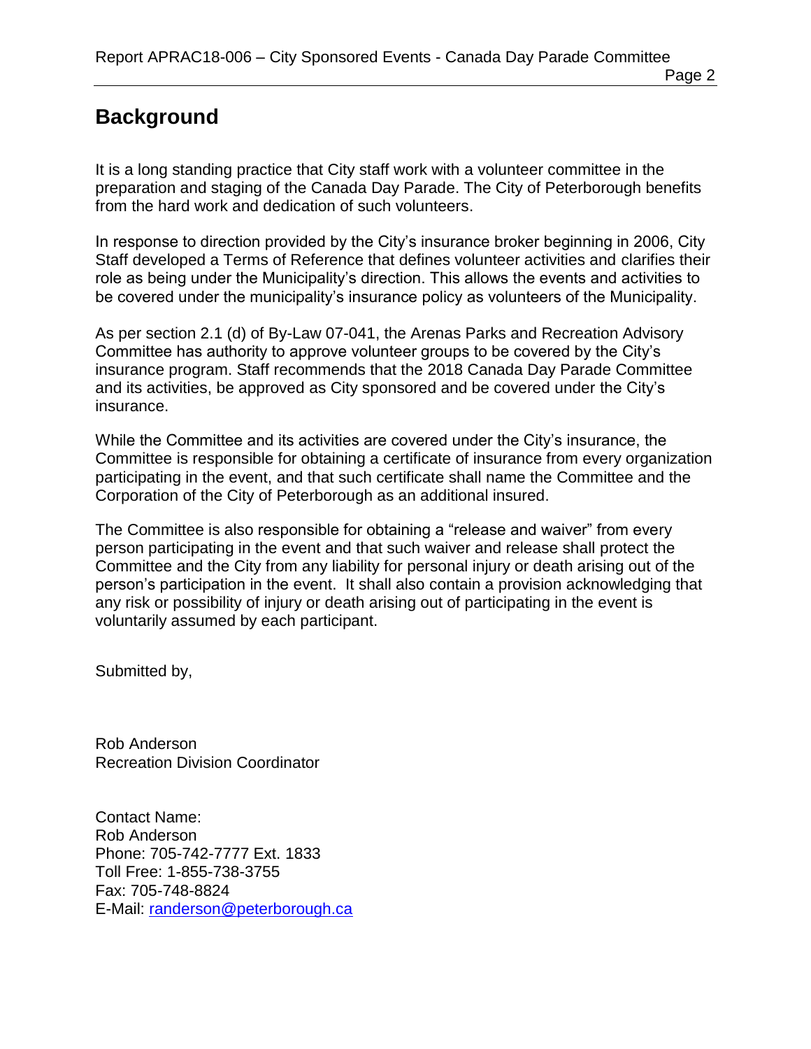## Background

It is a long standing practice that City staff work with a volunteer committee in the preparation and staging of the Canada Day Parade. The City of Peterborough benefits from the hard work and dedication of such volunteers.

In response to direction provided by the City's insurance broker beginning in 2006, City Staff developed a Terms of Reference that defines volunteer activities and clarifies their role as being under the Municipality's direction. This allows the events and activities to be covered under the municipality's insurance policy as volunteers of the Municipality.

As per section 2.1 (d) of By-Law 07-041, the Arenas Parks and Recreation Advisory Committee has authority to approve volunteer groups to be covered by the City's insurance program. Staff recommends that the 2018 Canada Day Parade Committee and its activities, be approved as City sponsored and be covered under the City's insurance.

While the Committee and its activities are covered under the City's insurance, the Committee is responsible for obtaining a certificate of insurance from every organization participating in the event, and that such certificate shall name the Committee and the Corporation of the City of Peterborough as an additional insured.

The Committee is also responsible for obtaining a "release and waiver" from every person participating in the event and that such waiver and release shall protect the Committee and the City from any liability for personal injury or death arising out of the person's participation in the event. It shall also contain a provision acknowledging that any risk or possibility of injury or death arising out of participating in the event is voluntarily assumed by each participant.

Submitted by,

Rob Anderson
Recreation Division Coordinator

Contact Name:
Rob Anderson
Phone: 705-742-7777 Ext. 1833
Toll Free: 1-855-738-3755
Fax: 705-748-8824
E-Mail: randerson@peterborough.ca